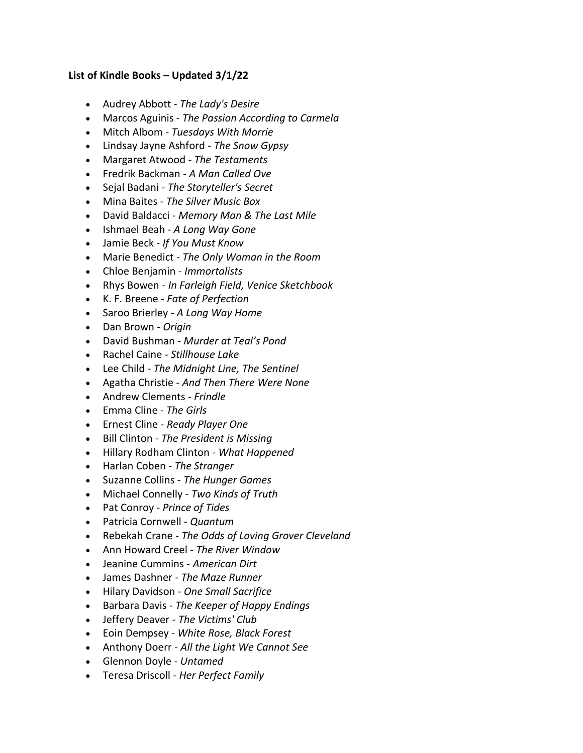**List of Kindle Books – Updated 3/1/22**

- Audrey Abbott - *The Lady's Desire*
- Marcos Aguinis - *The Passion According to Carmela*
- Mitch Albom - *Tuesdays With Morrie*
- Lindsay Jayne Ashford - *The Snow Gypsy*
- Margaret Atwood - *The Testaments*
- Fredrik Backman - *A Man Called Ove*
- Sejal Badani - *The Storyteller's Secret*
- Mina Baites - *The Silver Music Box*
- David Baldacci - *Memory Man & The Last Mile*
- Ishmael Beah - *A Long Way Gone*
- Jamie Beck - *If You Must Know*
- Marie Benedict - *The Only Woman in the Room*
- Chloe Benjamin - *Immortalists*
- Rhys Bowen - *In Farleigh Field, Venice Sketchbook*
- K. F. Breene - *Fate of Perfection*
- Saroo Brierley - *A Long Way Home*
- Dan Brown - *Origin*
- David Bushman - *Murder at Teal's Pond*
- Rachel Caine - *Stillhouse Lake*
- Lee Child - *The Midnight Line, The Sentinel*
- Agatha Christie - *And Then There Were None*
- Andrew Clements - *Frindle*
- Emma Cline - *The Girls*
- Ernest Cline - *Ready Player One*
- Bill Clinton - *The President is Missing*
- Hillary Rodham Clinton - *What Happened*
- Harlan Coben - *The Stranger*
- Suzanne Collins - *The Hunger Games*
- Michael Connelly - *Two Kinds of Truth*
- Pat Conroy - *Prince of Tides*
- Patricia Cornwell - *Quantum*
- Rebekah Crane - *The Odds of Loving Grover Cleveland*
- Ann Howard Creel - *The River Window*
- Jeanine Cummins - *American Dirt*
- James Dashner - *The Maze Runner*
- Hilary Davidson - *One Small Sacrifice*
- Barbara Davis - *The Keeper of Happy Endings*
- Jeffery Deaver - *The Victims' Club*
- Eoin Dempsey - *White Rose, Black Forest*
- Anthony Doerr - *All the Light We Cannot See*
- Glennon Doyle - *Untamed*
- Teresa Driscoll - *Her Perfect Family*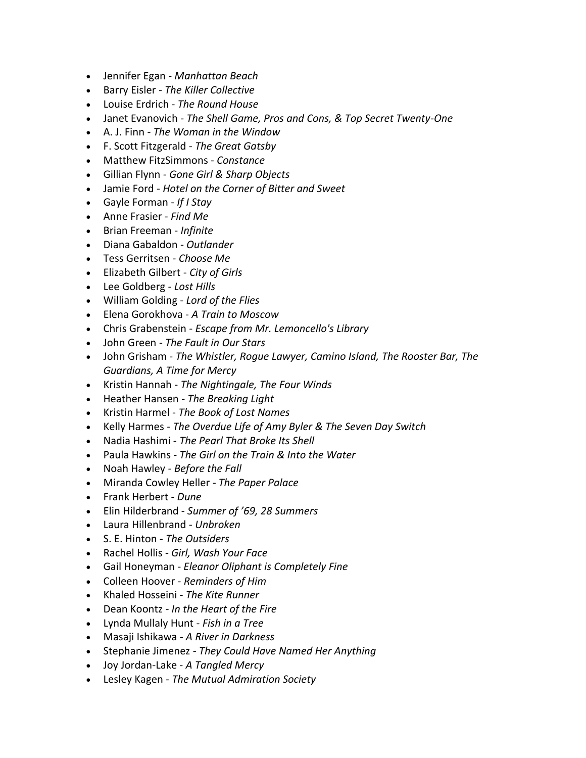- Jennifer Egan - *Manhattan Beach*
- Barry Eisler - *The Killer Collective*
- Louise Erdrich - *The Round House*
- Janet Evanovich - *The Shell Game, Pros and Cons, & Top Secret Twenty-One*
- A. J. Finn - *The Woman in the Window*
- F. Scott Fitzgerald - *The Great Gatsby*
- Matthew FitzSimmons - *Constance*
- Gillian Flynn - *Gone Girl & Sharp Objects*
- Jamie Ford - *Hotel on the Corner of Bitter and Sweet*
- Gayle Forman - *If I Stay*
- Anne Frasier - *Find Me*
- Brian Freeman - *Infinite*
- Diana Gabaldon - *Outlander*
- Tess Gerritsen - *Choose Me*
- Elizabeth Gilbert - *City of Girls*
- Lee Goldberg - *Lost Hills*
- William Golding - *Lord of the Flies*
- Elena Gorokhova - *A Train to Moscow*
- Chris Grabenstein - *Escape from Mr. Lemoncello's Library*
- John Green - *The Fault in Our Stars*
- John Grisham - *The Whistler, Rogue Lawyer, Camino Island, The Rooster Bar, The Guardians, A Time for Mercy*
- Kristin Hannah - *The Nightingale, The Four Winds*
- Heather Hansen - *The Breaking Light*
- Kristin Harmel - *The Book of Lost Names*
- Kelly Harmes - *The Overdue Life of Amy Byler & The Seven Day Switch*
- Nadia Hashimi - *The Pearl That Broke Its Shell*
- Paula Hawkins - *The Girl on the Train & Into the Water*
- Noah Hawley - *Before the Fall*
- Miranda Cowley Heller - *The Paper Palace*
- Frank Herbert - *Dune*
- Elin Hilderbrand - *Summer of '69, 28 Summers*
- Laura Hillenbrand - *Unbroken*
- S. E. Hinton - *The Outsiders*
- Rachel Hollis - *Girl, Wash Your Face*
- Gail Honeyman - *Eleanor Oliphant is Completely Fine*
- Colleen Hoover - *Reminders of Him*
- Khaled Hosseini - *The Kite Runner*
- Dean Koontz - *In the Heart of the Fire*
- Lynda Mullaly Hunt - *Fish in a Tree*
- Masaji Ishikawa - *A River in Darkness*
- Stephanie Jimenez - *They Could Have Named Her Anything*
- Joy Jordan-Lake - *A Tangled Mercy*
- Lesley Kagen - *The Mutual Admiration Society*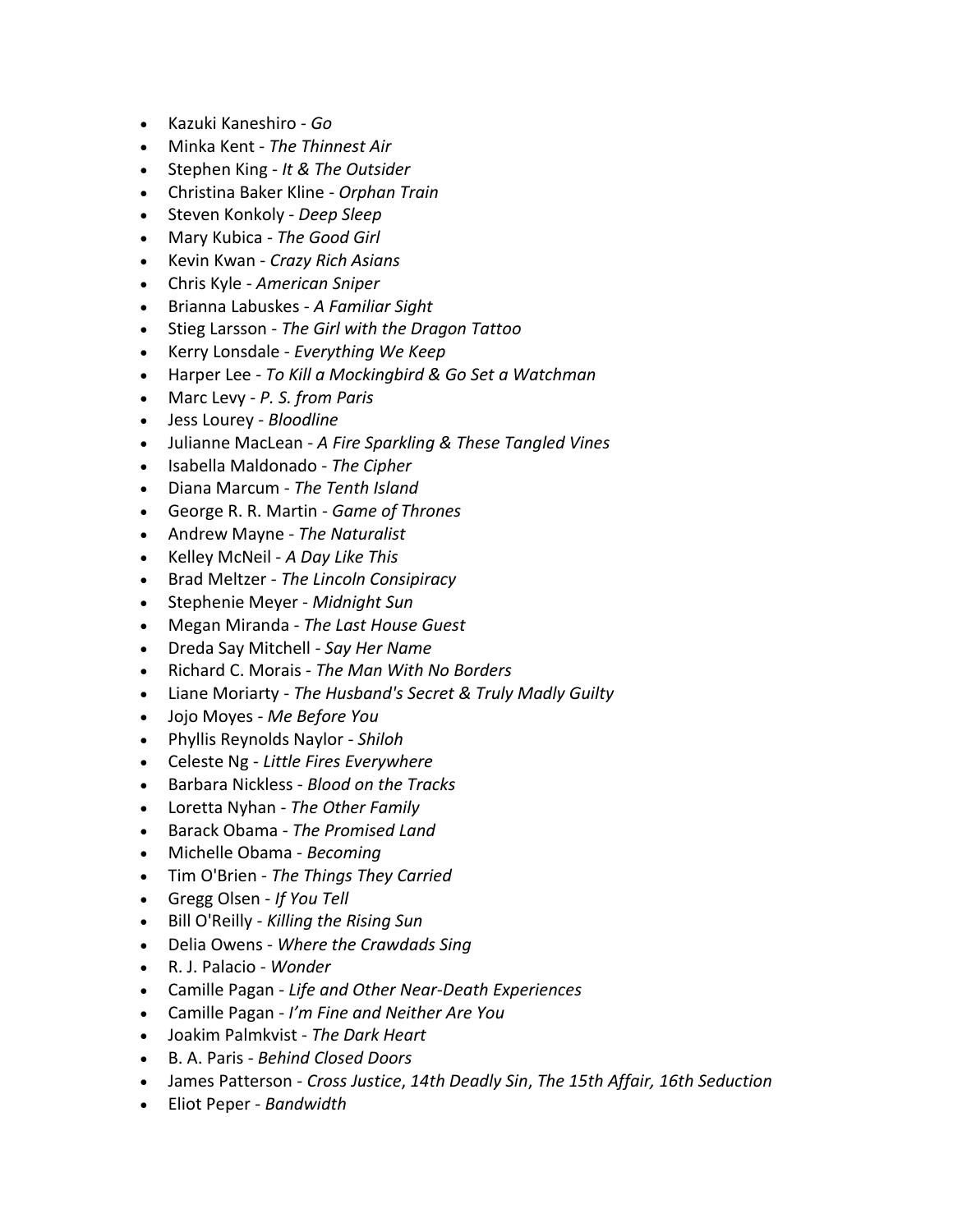- Kazuki Kaneshiro - *Go*
- Minka Kent - *The Thinnest Air*
- Stephen King - *It & The Outsider*
- Christina Baker Kline - *Orphan Train*
- Steven Konkoly - *Deep Sleep*
- Mary Kubica - *The Good Girl*
- Kevin Kwan - *Crazy Rich Asians*
- Chris Kyle - *American Sniper*
- Brianna Labuskes - *A Familiar Sight*
- Stieg Larsson - *The Girl with the Dragon Tattoo*
- Kerry Lonsdale - *Everything We Keep*
- Harper Lee - *To Kill a Mockingbird & Go Set a Watchman*
- Marc Levy - *P. S. from Paris*
- Jess Lourey - *Bloodline*
- Julianne MacLean - *A Fire Sparkling & These Tangled Vines*
- Isabella Maldonado - *The Cipher*
- Diana Marcum - *The Tenth Island*
- George R. R. Martin - *Game of Thrones*
- Andrew Mayne - *The Naturalist*
- Kelley McNeil - *A Day Like This*
- Brad Meltzer - *The Lincoln Consipiracy*
- Stephenie Meyer - *Midnight Sun*
- Megan Miranda - *The Last House Guest*
- Dreda Say Mitchell - *Say Her Name*
- Richard C. Morais - *The Man With No Borders*
- Liane Moriarty - *The Husband's Secret & Truly Madly Guilty*
- Jojo Moyes - *Me Before You*
- Phyllis Reynolds Naylor - *Shiloh*
- Celeste Ng - *Little Fires Everywhere*
- Barbara Nickless - *Blood on the Tracks*
- Loretta Nyhan - *The Other Family*
- Barack Obama - *The Promised Land*
- Michelle Obama - *Becoming*
- Tim O'Brien - *The Things They Carried*
- Gregg Olsen - *If You Tell*
- Bill O'Reilly - *Killing the Rising Sun*
- Delia Owens - *Where the Crawdads Sing*
- R. J. Palacio - *Wonder*
- Camille Pagan - *Life and Other Near-Death Experiences*
- Camille Pagan - *I'm Fine and Neither Are You*
- Joakim Palmkvist - *The Dark Heart*
- B. A. Paris - *Behind Closed Doors*
- James Patterson - *Cross Justice*, *14th Deadly Sin*, *The 15th Affair, 16th Seduction*
- Eliot Peper - *Bandwidth*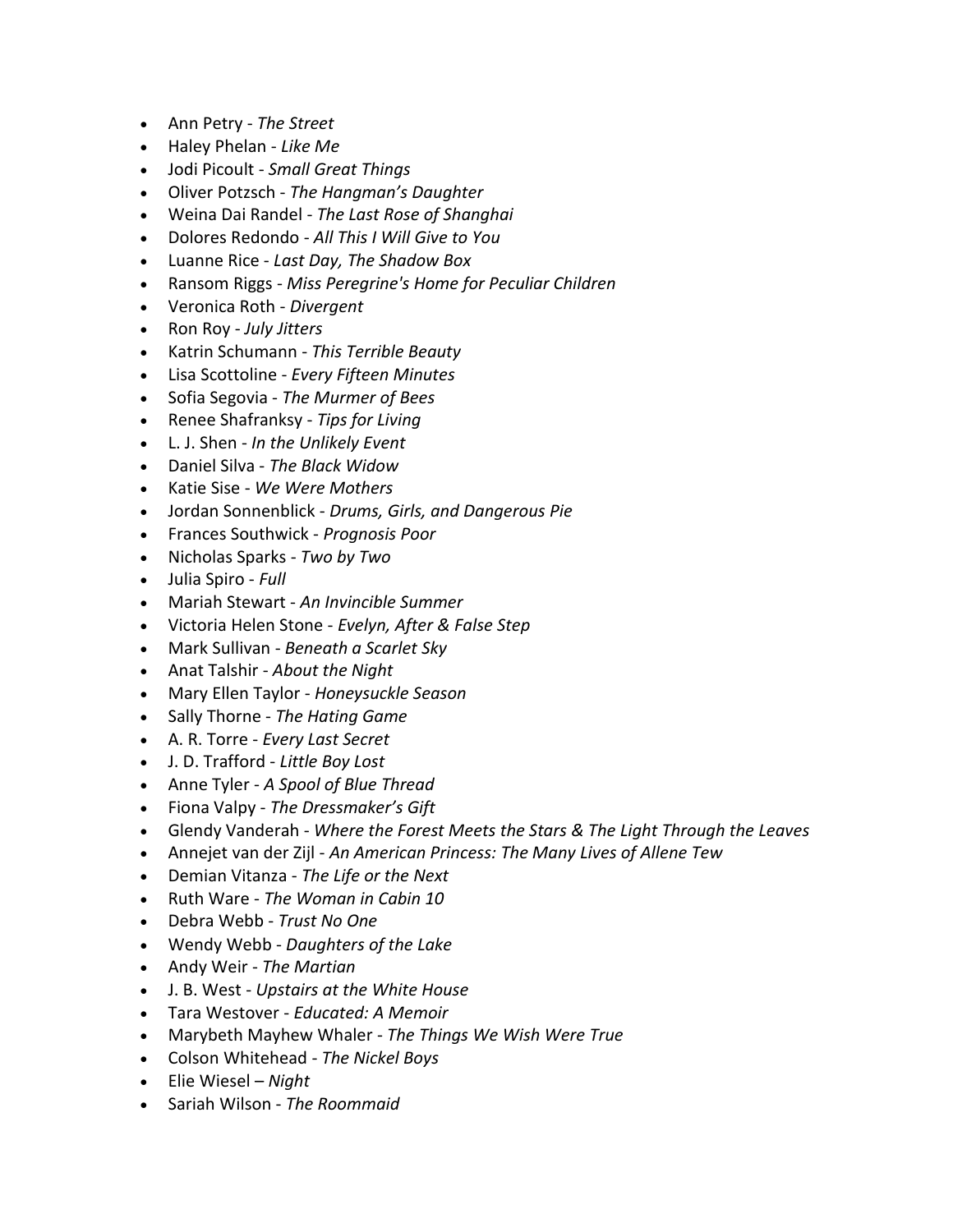- Ann Petry - *The Street*
- Haley Phelan - *Like Me*
- Jodi Picoult - *Small Great Things*
- Oliver Potzsch - *The Hangman's Daughter*
- Weina Dai Randel - *The Last Rose of Shanghai*
- Dolores Redondo - *All This I Will Give to You*
- Luanne Rice - *Last Day, The Shadow Box*
- Ransom Riggs - *Miss Peregrine's Home for Peculiar Children*
- Veronica Roth - *Divergent*
- Ron Roy - *July Jitters*
- Katrin Schumann - *This Terrible Beauty*
- Lisa Scottoline - *Every Fifteen Minutes*
- Sofia Segovia - *The Murmer of Bees*
- Renee Shafranksy - *Tips for Living*
- L. J. Shen - *In the Unlikely Event*
- Daniel Silva - *The Black Widow*
- Katie Sise - *We Were Mothers*
- Jordan Sonnenblick - *Drums, Girls, and Dangerous Pie*
- Frances Southwick - *Prognosis Poor*
- Nicholas Sparks - *Two by Two*
- Julia Spiro - *Full*
- Mariah Stewart - *An Invincible Summer*
- Victoria Helen Stone - *Evelyn, After & False Step*
- Mark Sullivan - *Beneath a Scarlet Sky*
- Anat Talshir - *About the Night*
- Mary Ellen Taylor - *Honeysuckle Season*
- Sally Thorne - *The Hating Game*
- A. R. Torre - *Every Last Secret*
- J. D. Trafford - *Little Boy Lost*
- Anne Tyler - *A Spool of Blue Thread*
- Fiona Valpy - *The Dressmaker's Gift*
- Glendy Vanderah - *Where the Forest Meets the Stars & The Light Through the Leaves*
- Annejet van der Zijl - *An American Princess: The Many Lives of Allene Tew*
- Demian Vitanza - *The Life or the Next*
- Ruth Ware - *The Woman in Cabin 10*
- Debra Webb - *Trust No One*
- Wendy Webb - *Daughters of the Lake*
- Andy Weir - *The Martian*
- J. B. West - *Upstairs at the White House*
- Tara Westover - *Educated: A Memoir*
- Marybeth Mayhew Whaler - *The Things We Wish Were True*
- Colson Whitehead - *The Nickel Boys*
- Elie Wiesel – *Night*
- Sariah Wilson - *The Roommaid*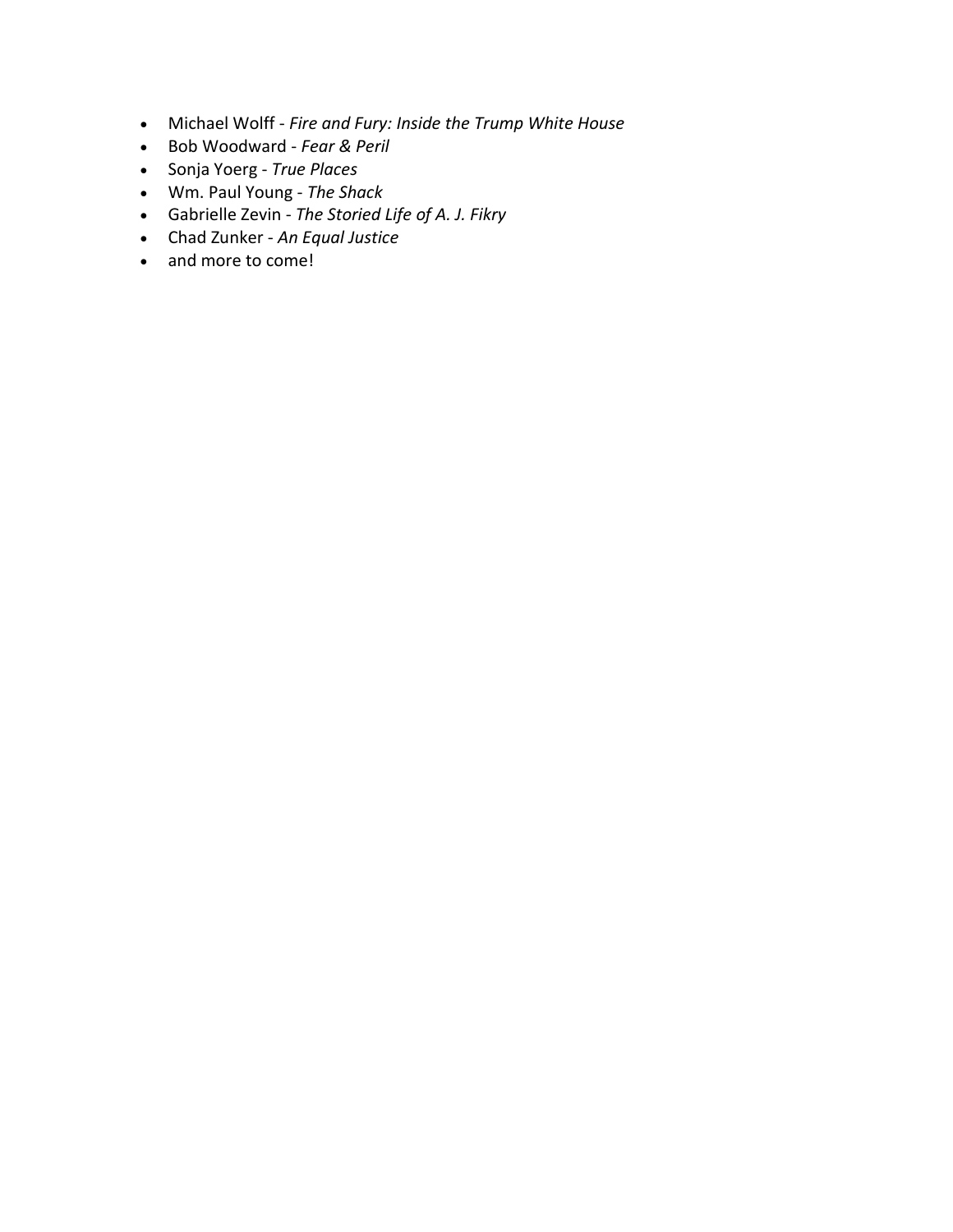- Michael Wolff - *Fire and Fury: Inside the Trump White House*
- Bob Woodward - *Fear & Peril*
- Sonja Yoerg - *True Places*
- Wm. Paul Young - *The Shack*
- Gabrielle Zevin - *The Storied Life of A. J. Fikry*
- Chad Zunker - *An Equal Justice*
- and more to come!